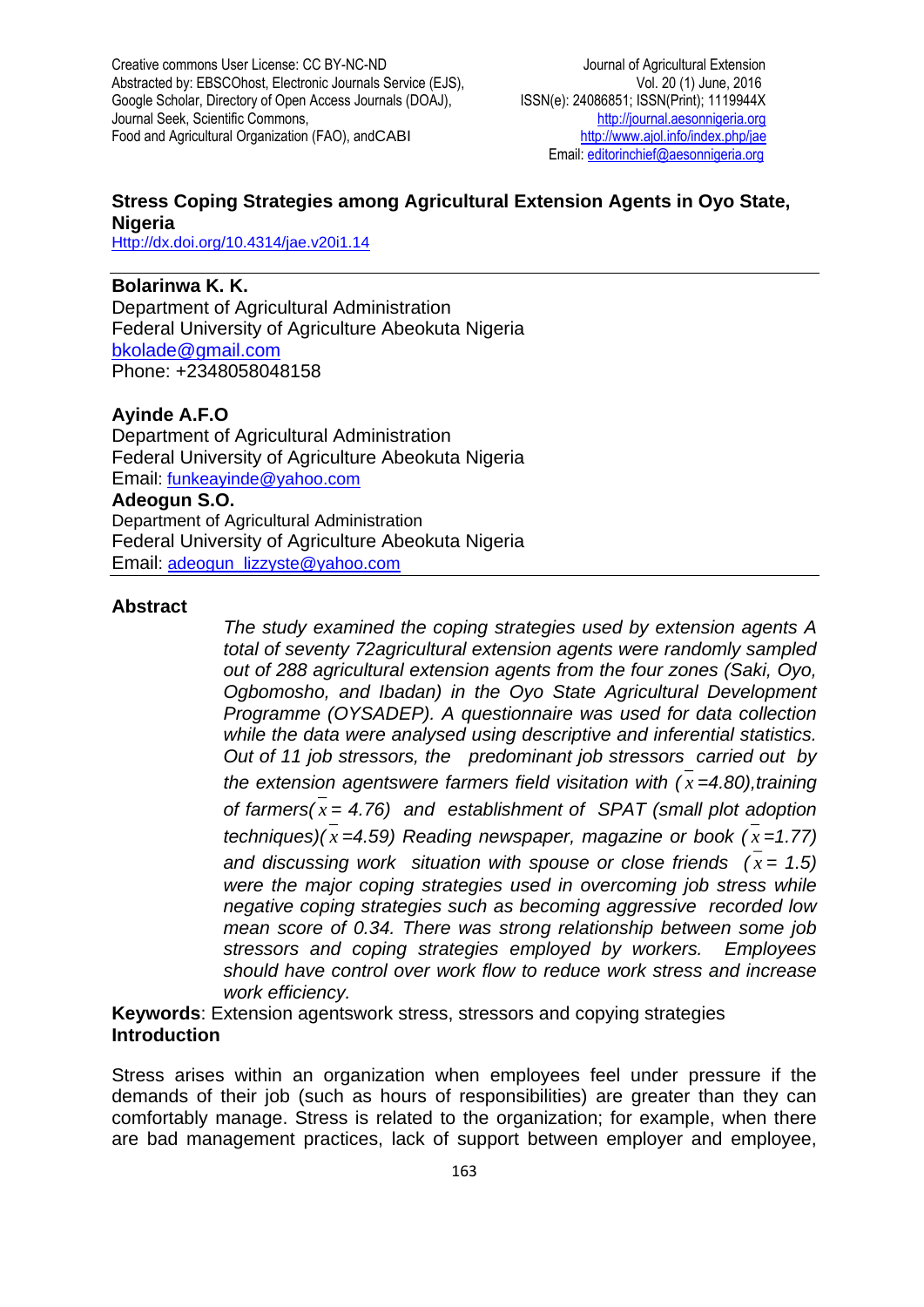# Stress Coping Strategies among Agricultural Extension Agents in Oyo State, Nigeria

Http://dx.doi.org/10.4314/jae.v20i1.14

**Bolarinwa K. K.**
Department of Agricultural Administration
Federal University of Agriculture Abeokuta Nigeria
bkolade@gmail.com
Phone: +2348058048158

**Ayinde A.F.O**
Department of Agricultural Administration
Federal University of Agriculture Abeokuta Nigeria
Email: funkeayinde@yahoo.com

**Adeogun S.O.**
Department of Agricultural Administration
Federal University of Agriculture Abeokuta Nigeria
Email: adeogun_lizzyste@yahoo.com

## Abstract

*The study examined the coping strategies used by extension agents A total of seventy 72agricultural extension agents were randomly sampled out of 288 agricultural extension agents from the four zones (Saki, Oyo, Ogbomosho, and Ibadan) in the Oyo State Agricultural Development Programme (OYSADEP). A questionnaire was used for data collection while the data were analysed using descriptive and inferential statistics. Out of 11 job stressors, the predominant job stressors carried out by the extension agentswere farmers field visitation with ($\bar{x}$=4.80),training of farmers($\bar{x}$= 4.76) and establishment of SPAT (small plot adoption techniques)($\bar{x}$=4.59) Reading newspaper, magazine or book ($\bar{x}$=1.77) and discussing work situation with spouse or close friends ($\bar{x}$= 1.5) were the major coping strategies used in overcoming job stress while negative coping strategies such as becoming aggressive recorded low mean score of 0.34. There was strong relationship between some job stressors and coping strategies employed by workers. Employees should have control over work flow to reduce work stress and increase work efficiency.*

**Keywords**: Extension agentswork stress, stressors and copying strategies

## Introduction

Stress arises within an organization when employees feel under pressure if the demands of their job (such as hours of responsibilities) are greater than they can comfortably manage. Stress is related to the organization; for example, when there are bad management practices, lack of support between employer and employee,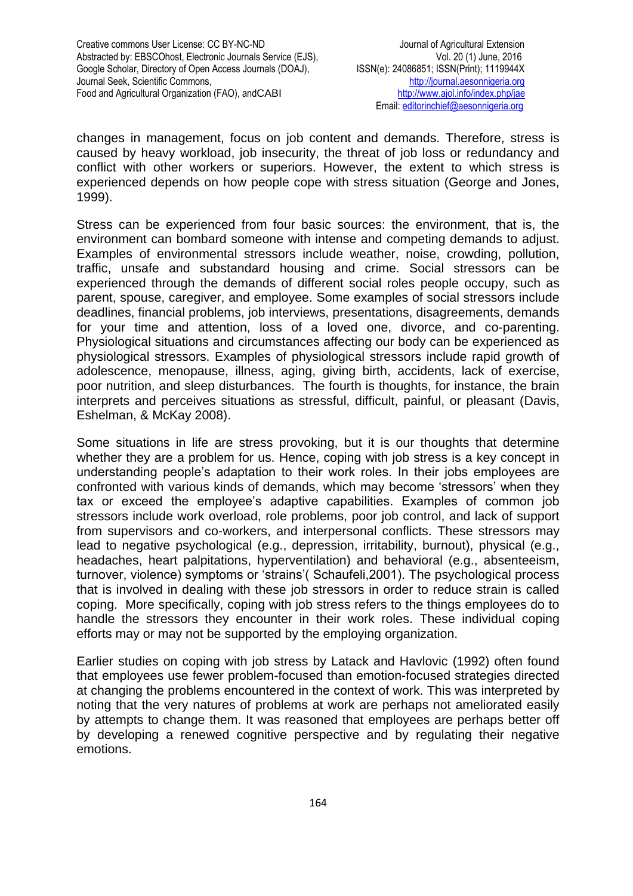changes in management, focus on job content and demands. Therefore, stress is caused by heavy workload, job insecurity, the threat of job loss or redundancy and conflict with other workers or superiors. However, the extent to which stress is experienced depends on how people cope with stress situation (George and Jones, 1999).

Stress can be experienced from four basic sources: the environment, that is, the environment can bombard someone with intense and competing demands to adjust. Examples of environmental stressors include weather, noise, crowding, pollution, traffic, unsafe and substandard housing and crime. Social stressors can be experienced through the demands of different social roles people occupy, such as parent, spouse, caregiver, and employee. Some examples of social stressors include deadlines, financial problems, job interviews, presentations, disagreements, demands for your time and attention, loss of a loved one, divorce, and co-parenting. Physiological situations and circumstances affecting our body can be experienced as physiological stressors. Examples of physiological stressors include rapid growth of adolescence, menopause, illness, aging, giving birth, accidents, lack of exercise, poor nutrition, and sleep disturbances. The fourth is thoughts, for instance, the brain interprets and perceives situations as stressful, difficult, painful, or pleasant (Davis, Eshelman, & McKay 2008).

Some situations in life are stress provoking, but it is our thoughts that determine whether they are a problem for us. Hence, coping with job stress is a key concept in understanding people's adaptation to their work roles. In their jobs employees are confronted with various kinds of demands, which may become 'stressors' when they tax or exceed the employee's adaptive capabilities. Examples of common job stressors include work overload, role problems, poor job control, and lack of support from supervisors and co-workers, and interpersonal conflicts. These stressors may lead to negative psychological (e.g., depression, irritability, burnout), physical (e.g., headaches, heart palpitations, hyperventilation) and behavioral (e.g., absenteeism, turnover, violence) symptoms or 'strains'( Schaufeli,2001). The psychological process that is involved in dealing with these job stressors in order to reduce strain is called coping. More specifically, coping with job stress refers to the things employees do to handle the stressors they encounter in their work roles. These individual coping efforts may or may not be supported by the employing organization.

Earlier studies on coping with job stress by Latack and Havlovic (1992) often found that employees use fewer problem-focused than emotion-focused strategies directed at changing the problems encountered in the context of work. This was interpreted by noting that the very natures of problems at work are perhaps not ameliorated easily by attempts to change them. It was reasoned that employees are perhaps better off by developing a renewed cognitive perspective and by regulating their negative emotions.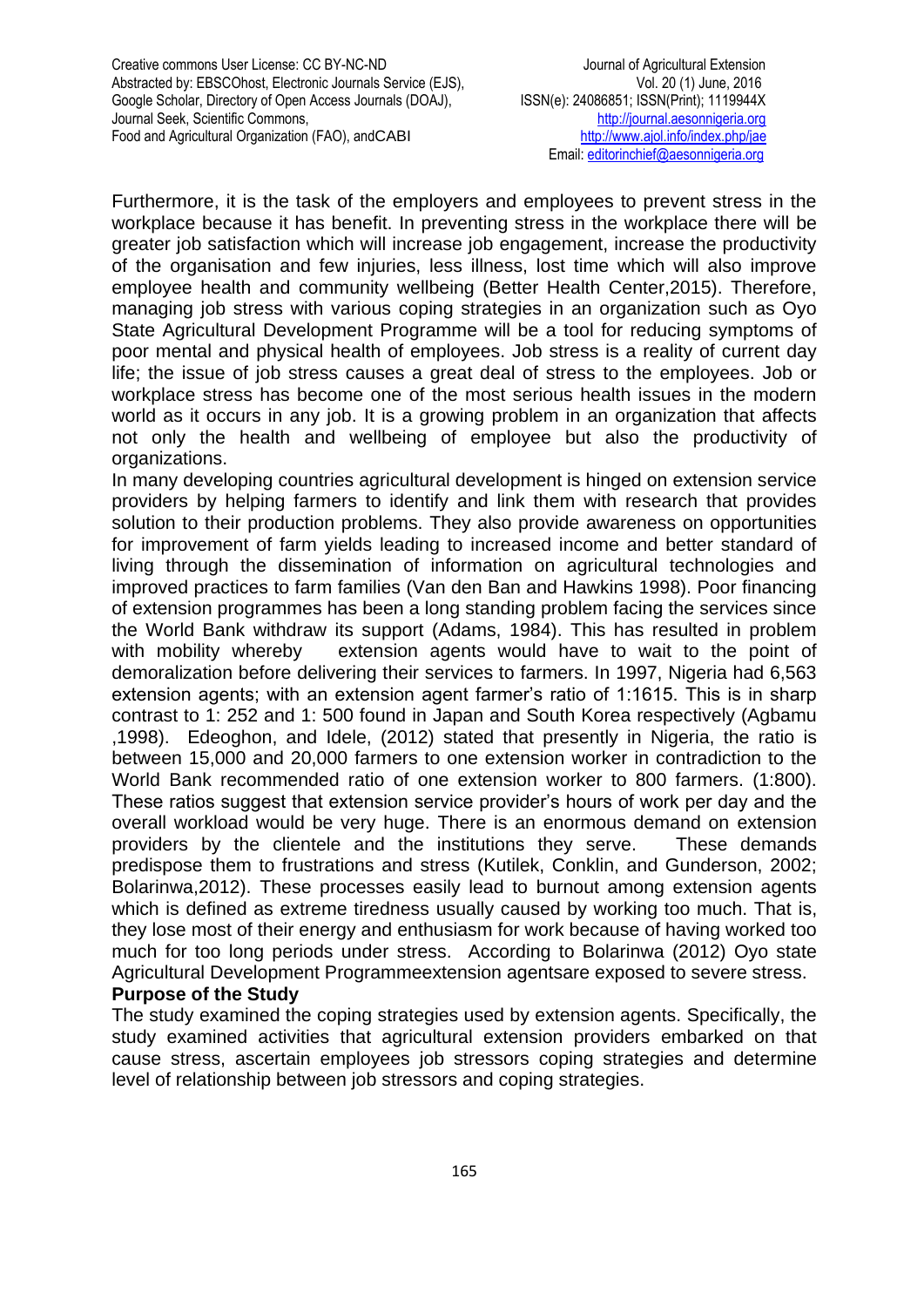Furthermore, it is the task of the employers and employees to prevent stress in the workplace because it has benefit. In preventing stress in the workplace there will be greater job satisfaction which will increase job engagement, increase the productivity of the organisation and few injuries, less illness, lost time which will also improve employee health and community wellbeing (Better Health Center,2015). Therefore, managing job stress with various coping strategies in an organization such as Oyo State Agricultural Development Programme will be a tool for reducing symptoms of poor mental and physical health of employees. Job stress is a reality of current day life; the issue of job stress causes a great deal of stress to the employees. Job or workplace stress has become one of the most serious health issues in the modern world as it occurs in any job. It is a growing problem in an organization that affects not only the health and wellbeing of employee but also the productivity of organizations.

In many developing countries agricultural development is hinged on extension service providers by helping farmers to identify and link them with research that provides solution to their production problems. They also provide awareness on opportunities for improvement of farm yields leading to increased income and better standard of living through the dissemination of information on agricultural technologies and improved practices to farm families (Van den Ban and Hawkins 1998). Poor financing of extension programmes has been a long standing problem facing the services since the World Bank withdraw its support (Adams, 1984). This has resulted in problem with mobility whereby extension agents would have to wait to the point of demoralization before delivering their services to farmers. In 1997, Nigeria had 6,563 extension agents; with an extension agent farmer's ratio of 1:1615. This is in sharp contrast to 1: 252 and 1: 500 found in Japan and South Korea respectively (Agbamu ,1998). Edeoghon, and Idele, (2012) stated that presently in Nigeria, the ratio is between 15,000 and 20,000 farmers to one extension worker in contradiction to the World Bank recommended ratio of one extension worker to 800 farmers. (1:800). These ratios suggest that extension service provider's hours of work per day and the overall workload would be very huge. There is an enormous demand on extension providers by the clientele and the institutions they serve. These demands predispose them to frustrations and stress (Kutilek, Conklin, and Gunderson, 2002; Bolarinwa,2012). These processes easily lead to burnout among extension agents which is defined as extreme tiredness usually caused by working too much. That is, they lose most of their energy and enthusiasm for work because of having worked too much for too long periods under stress. According to Bolarinwa (2012) Oyo state Agricultural Development Programmeextension agentsare exposed to severe stress.

**Purpose of the Study**

The study examined the coping strategies used by extension agents. Specifically, the study examined activities that agricultural extension providers embarked on that cause stress, ascertain employees job stressors coping strategies and determine level of relationship between job stressors and coping strategies.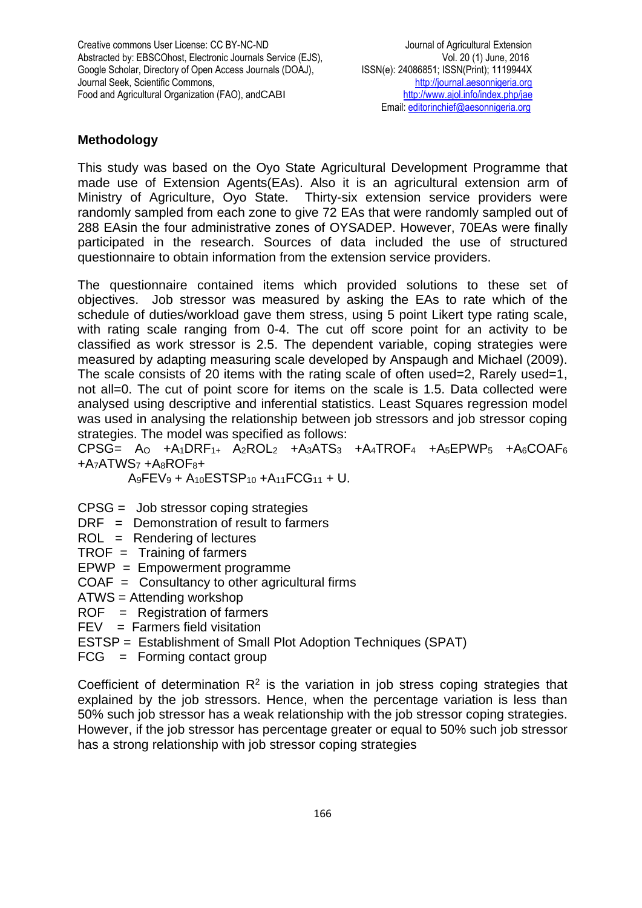## Methodology

This study was based on the Oyo State Agricultural Development Programme that made use of Extension Agents(EAs). Also it is an agricultural extension arm of Ministry of Agriculture, Oyo State. Thirty-six extension service providers were randomly sampled from each zone to give 72 EAs that were randomly sampled out of 288 EAsin the four administrative zones of OYSADEP. However, 70EAs were finally participated in the research. Sources of data included the use of structured questionnaire to obtain information from the extension service providers.

The questionnaire contained items which provided solutions to these set of objectives. Job stressor was measured by asking the EAs to rate which of the schedule of duties/workload gave them stress, using 5 point Likert type rating scale, with rating scale ranging from 0-4. The cut off score point for an activity to be classified as work stressor is 2.5. The dependent variable, coping strategies were measured by adapting measuring scale developed by Anspaugh and Michael (2009). The scale consists of 20 items with the rating scale of often used=2, Rarely used=1, not all=0. The cut of point score for items on the scale is 1.5. Data collected were analysed using descriptive and inferential statistics. Least Squares regression model was used in analysing the relationship between job stressors and job stressor coping strategies. The model was specified as follows:

$$CPSG = A_O + A_1DRF_1 + A_2ROL_2 + A_3ATS_3 + A_4TROF_4 + A_5EPWP_5 + A_6COAF_6 + A_7ATWS_7 + A_8ROF_8 + A_9FEV_9 + A_{10}ESTSP_{10} + A_{11}FCG_{11} + U.$$

CPSG = Job stressor coping strategies
DRF = Demonstration of result to farmers
ROL = Rendering of lectures
TROF = Training of farmers
EPWP = Empowerment programme
COAF = Consultancy to other agricultural firms
ATWS = Attending workshop
ROF = Registration of farmers
FEV = Farmers field visitation
ESTSP = Establishment of Small Plot Adoption Techniques (SPAT)
FCG = Forming contact group

Coefficient of determination $R^2$ is the variation in job stress coping strategies that explained by the job stressors. Hence, when the percentage variation is less than 50% such job stressor has a weak relationship with the job stressor coping strategies. However, if the job stressor has percentage greater or equal to 50% such job stressor has a strong relationship with job stressor coping strategies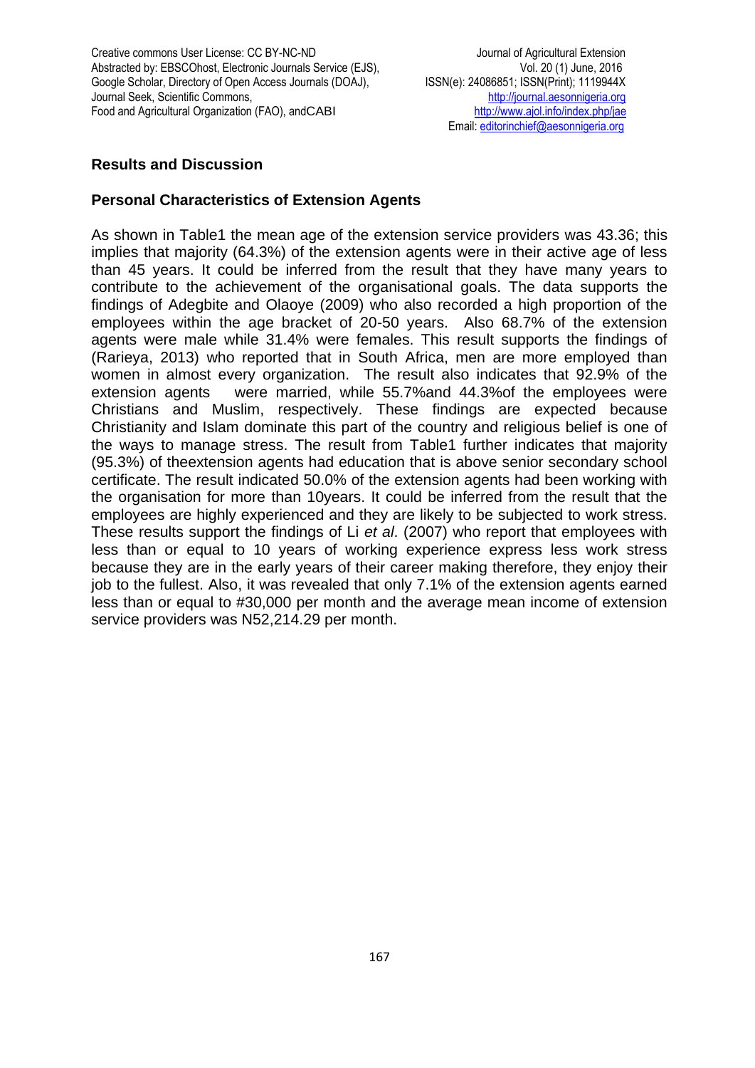## Results and Discussion

### Personal Characteristics of Extension Agents

As shown in Table1 the mean age of the extension service providers was 43.36; this implies that majority (64.3%) of the extension agents were in their active age of less than 45 years. It could be inferred from the result that they have many years to contribute to the achievement of the organisational goals. The data supports the findings of Adegbite and Olaoye (2009) who also recorded a high proportion of the employees within the age bracket of 20-50 years. Also 68.7% of the extension agents were male while 31.4% were females. This result supports the findings of (Rarieya, 2013) who reported that in South Africa, men are more employed than women in almost every organization. The result also indicates that 92.9% of the extension agents were married, while 55.7%and 44.3%of the employees were Christians and Muslim, respectively. These findings are expected because Christianity and Islam dominate this part of the country and religious belief is one of the ways to manage stress. The result from Table1 further indicates that majority (95.3%) of theextension agents had education that is above senior secondary school certificate. The result indicated 50.0% of the extension agents had been working with the organisation for more than 10years. It could be inferred from the result that the employees are highly experienced and they are likely to be subjected to work stress. These results support the findings of Li *et al*. (2007) who report that employees with less than or equal to 10 years of working experience express less work stress because they are in the early years of their career making therefore, they enjoy their job to the fullest. Also, it was revealed that only 7.1% of the extension agents earned less than or equal to #30,000 per month and the average mean income of extension service providers was N52,214.29 per month.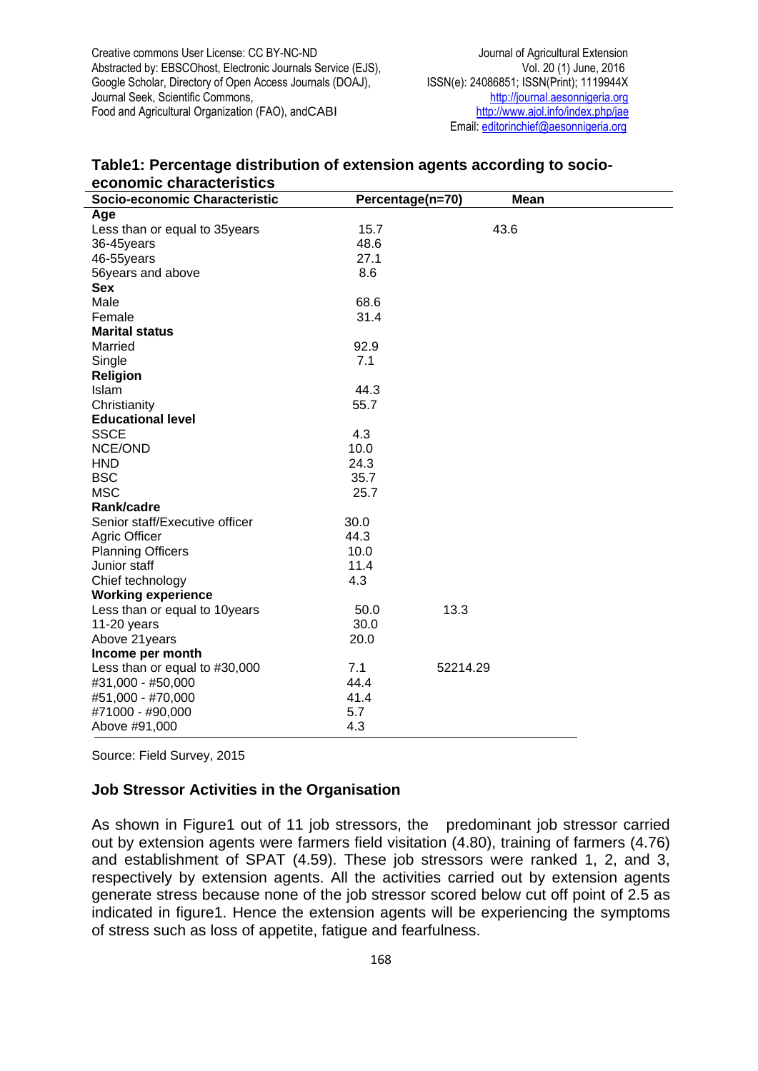**Table1: Percentage distribution of extension agents according to socio-economic characteristics**

| Socio-economic Characteristic | Percentage(n=70) | Mean |
|---|---|---|
| **Age** | | |
| Less than or equal to 35years | 15.7 | 43.6 |
| 36-45years | 48.6 | |
| 46-55years | 27.1 | |
| 56years and above | 8.6 | |
| **Sex** | | |
| Male | 68.6 | |
| Female | 31.4 | |
| **Marital status** | | |
| Married | 92.9 | |
| Single | 7.1 | |
| **Religion** | | |
| Islam | 44.3 | |
| Christianity | 55.7 | |
| **Educational level** | | |
| SSCE | 4.3 | |
| NCE/OND | 10.0 | |
| HND | 24.3 | |
| BSC | 35.7 | |
| MSC | 25.7 | |
| **Rank/cadre** | | |
| Senior staff/Executive officer | 30.0 | |
| Agric Officer | 44.3 | |
| Planning Officers | 10.0 | |
| Junior staff | 11.4 | |
| Chief technology | 4.3 | |
| **Working experience** | | |
| Less than or equal to 10years | 50.0 | 13.3 |
| 11-20 years | 30.0 | |
| Above 21years | 20.0 | |
| **Income per month** | | |
| Less than or equal to #30,000 | 7.1 | 52214.29 |
| #31,000 - #50,000 | 44.4 | |
| #51,000 - #70,000 | 41.4 | |
| #71000 - #90,000 | 5.7 | |
| Above #91,000 | 4.3 | |

Source: Field Survey, 2015

### Job Stressor Activities in the Organisation

As shown in Figure1 out of 11 job stressors, the predominant job stressor carried out by extension agents were farmers field visitation (4.80), training of farmers (4.76) and establishment of SPAT (4.59). These job stressors were ranked 1, 2, and 3, respectively by extension agents. All the activities carried out by extension agents generate stress because none of the job stressor scored below cut off point of 2.5 as indicated in figure1. Hence the extension agents will be experiencing the symptoms of stress such as loss of appetite, fatigue and fearfulness.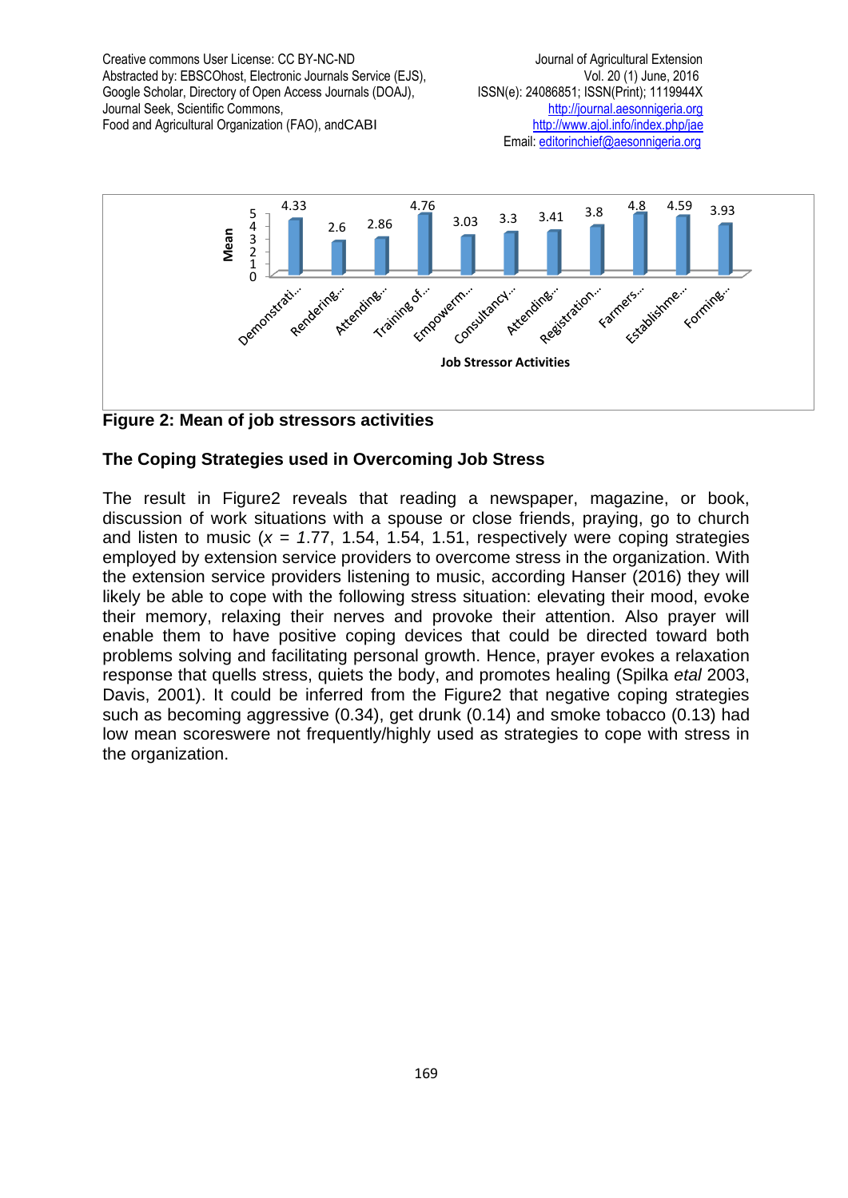**Figure 2: Mean of job stressors activities**

## The Coping Strategies used in Overcoming Job Stress

The result in Figure2 reveals that reading a newspaper, magazine, or book, discussion of work situations with a spouse or close friends, praying, go to church and listen to music ($x$ = *1*.77, 1.54, 1.54, 1.51, respectively were coping strategies employed by extension service providers to overcome stress in the organization. With the extension service providers listening to music, according Hanser (2016) they will likely be able to cope with the following stress situation: elevating their mood, evoke their memory, relaxing their nerves and provoke their attention. Also prayer will enable them to have positive coping devices that could be directed toward both problems solving and facilitating personal growth. Hence, prayer evokes a relaxation response that quells stress, quiets the body, and promotes healing (Spilka *etal* 2003, Davis, 2001). It could be inferred from the Figure2 that negative coping strategies such as becoming aggressive (0.34), get drunk (0.14) and smoke tobacco (0.13) had low mean scoreswere not frequently/highly used as strategies to cope with stress in the organization.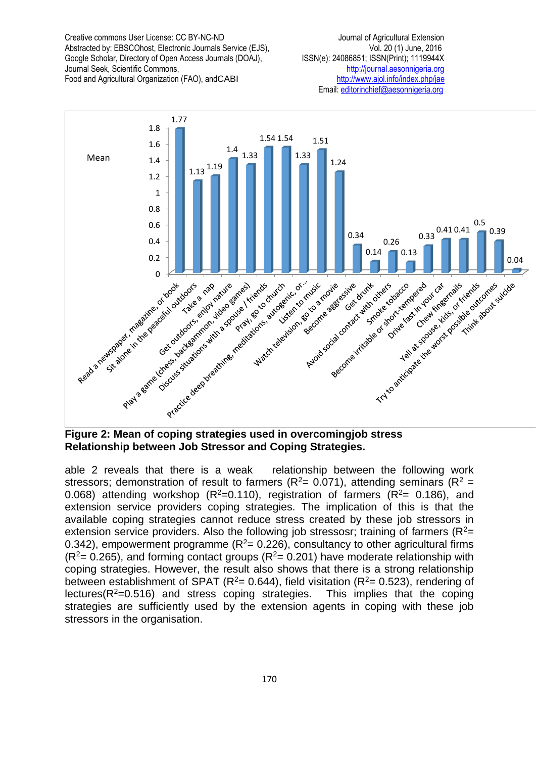Mean

| Coping strategy | Mean |
|---|---|
| Read a newspaper, magazine, or book | 1.77 |
| Sit alone in the peaceful outdoors | 1.13 |
| Take a nap | 1.19 |
| Get outdoors, enjoy nature | 1.4 |
| Play a game (chess, backgammon, video games) | 1.33 |
| Discuss situations with a spouse / friends | 1.54 |
| Pray, go to church | 1.54 |
| Practice deep breathing, meditations, autogenic, or... | 1.33 |
| Listen to music | 1.51 |
| Watch television, go to a movie | 1.24 |
| Become aggressive | 0.34 |
| Get drunk | 0.14 |
| Avoid social contact with others | 0.26 |
| Smoke tobacco | 0.13 |
| Become irritable or short-tempered | 0.33 |
| Drive fast in your car | 0.41 |
| Chew fingernails | 0.41 |
| Yell at spouse, kids, or friends | 0.5 |
| Try to anticipate the worst possible outcomes | 0.39 |
| Think about suicide | 0.04 |

**Figure 2: Mean of coping strategies used in overcomingjob stress**

**Relationship between Job Stressor and Coping Strategies.**

able 2 reveals that there is a weak relationship between the following work stressors; demonstration of result to farmers ($R^2$= 0.071), attending seminars ($R^2$ = 0.068) attending workshop ($R^2$=0.110), registration of farmers ($R^2$= 0.186), and extension service providers coping strategies. The implication of this is that the available coping strategies cannot reduce stress created by these job stressors in extension service providers. Also the following job stressosr; training of farmers ($R^2$= 0.342), empowerment programme ($R^2$= 0.226), consultancy to other agricultural firms ($R^2$= 0.265), and forming contact groups ($R^2$= 0.201) have moderate relationship with coping strategies. However, the result also shows that there is a strong relationship between establishment of SPAT ($R^2$= 0.644), field visitation ($R^2$= 0.523), rendering of lectures($R^2$=0.516) and stress coping strategies. This implies that the coping strategies are sufficiently used by the extension agents in coping with these job stressors in the organisation.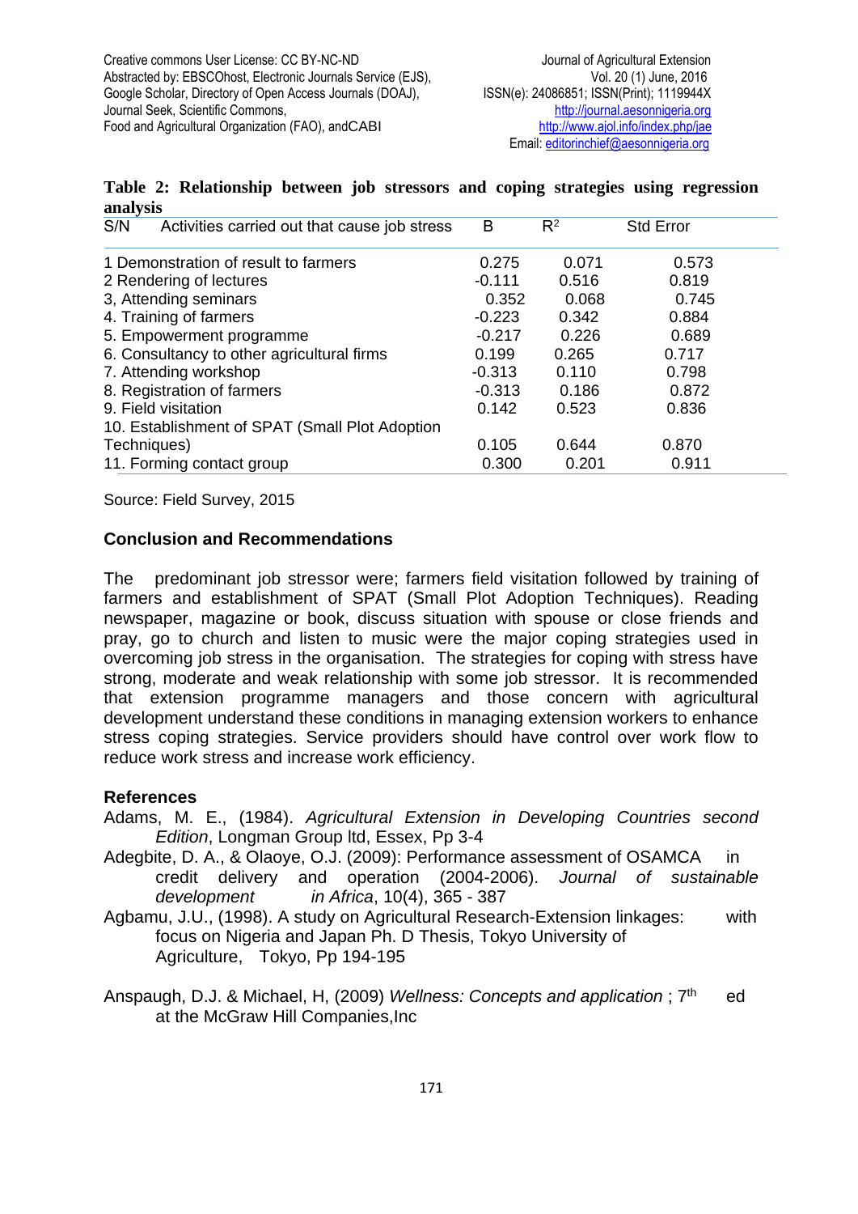**Table 2: Relationship between job stressors and coping strategies using regression analysis**

| S/N Activities carried out that cause job stress | B | $R^2$ | Std Error |
|---|---|---|---|
| 1 Demonstration of result to farmers | 0.275 | 0.071 | 0.573 |
| 2 Rendering of lectures | -0.111 | 0.516 | 0.819 |
| 3, Attending seminars | 0.352 | 0.068 | 0.745 |
| 4. Training of farmers | -0.223 | 0.342 | 0.884 |
| 5. Empowerment programme | -0.217 | 0.226 | 0.689 |
| 6. Consultancy to other agricultural firms | 0.199 | 0.265 | 0.717 |
| 7. Attending workshop | -0.313 | 0.110 | 0.798 |
| 8. Registration of farmers | -0.313 | 0.186 | 0.872 |
| 9. Field visitation | 0.142 | 0.523 | 0.836 |
| 10. Establishment of SPAT (Small Plot Adoption Techniques) | 0.105 | 0.644 | 0.870 |
| 11. Forming contact group | 0.300 | 0.201 | 0.911 |

Source: Field Survey, 2015

## Conclusion and Recommendations

The predominant job stressor were; farmers field visitation followed by training of farmers and establishment of SPAT (Small Plot Adoption Techniques). Reading newspaper, magazine or book, discuss situation with spouse or close friends and pray, go to church and listen to music were the major coping strategies used in overcoming job stress in the organisation. The strategies for coping with stress have strong, moderate and weak relationship with some job stressor. It is recommended that extension programme managers and those concern with agricultural development understand these conditions in managing extension workers to enhance stress coping strategies. Service providers should have control over work flow to reduce work stress and increase work efficiency.

## References

Adams, M. E., (1984). *Agricultural Extension in Developing Countries second Edition*, Longman Group ltd, Essex, Pp 3-4

Adegbite, D. A., & Olaoye, O.J. (2009): Performance assessment of OSAMCA in credit delivery and operation (2004-2006). *Journal of sustainable development in Africa*, 10(4), 365 - 387

Agbamu, J.U., (1998). A study on Agricultural Research-Extension linkages: with focus on Nigeria and Japan Ph. D Thesis, Tokyo University of Agriculture, Tokyo, Pp 194-195

Anspaugh, D.J. & Michael, H, (2009) *Wellness: Concepts and application* ; 7th ed at the McGraw Hill Companies,Inc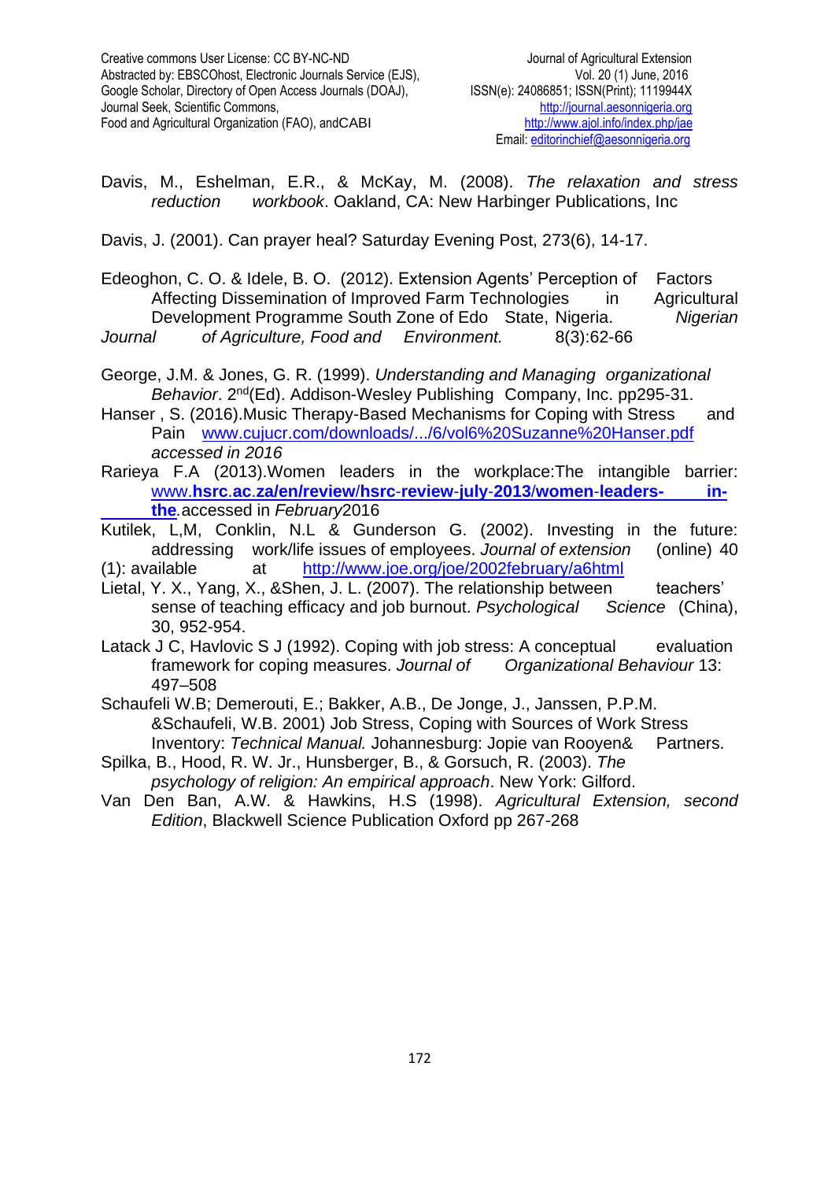Davis, M., Eshelman, E.R., & McKay, M. (2008). *The relaxation and stress reduction workbook*. Oakland, CA: New Harbinger Publications, Inc

Davis, J. (2001). Can prayer heal? Saturday Evening Post, 273(6), 14-17.

Edeoghon, C. O. & Idele, B. O. (2012). Extension Agents' Perception of Factors Affecting Dissemination of Improved Farm Technologies in Agricultural Development Programme South Zone of Edo State, Nigeria. *Nigerian Journal of Agriculture, Food and Environment.* 8(3):62-66

George, J.M. & Jones, G. R. (1999). *Understanding and Managing organizational Behavior*. 2nd(Ed). Addison-Wesley Publishing Company, Inc. pp295-31.

Hanser , S. (2016).Music Therapy-Based Mechanisms for Coping with Stress and Pain www.cujucr.com/downloads/.../6/vol6%20Suzanne%20Hanser.pdf *accessed in 2016*

Rarieya F.A (2013).Women leaders in the workplace:The intangible barrier: www.**hsrc.ac.za/en/review/hsrc-review-july-2013/women-leaders- in-the***.*accessed in *February*2016

Kutilek, L,M, Conklin, N.L & Gunderson G. (2002). Investing in the future: addressing work/life issues of employees. *Journal of extension* (online) 40 (1): available at http://www.joe.org/joe/2002february/a6html

Lietal, Y. X., Yang, X., &Shen, J. L. (2007). The relationship between teachers' sense of teaching efficacy and job burnout. *Psychological Science* (China), 30, 952-954.

Latack J C, Havlovic S J (1992). Coping with job stress: A conceptual evaluation framework for coping measures. *Journal of Organizational Behaviour* 13: 497–508

Schaufeli W.B; Demerouti, E.; Bakker, A.B., De Jonge, J., Janssen, P.P.M. &Schaufeli, W.B. 2001) Job Stress, Coping with Sources of Work Stress Inventory: *Technical Manual.* Johannesburg: Jopie van Rooyen& Partners.

Spilka, B., Hood, R. W. Jr., Hunsberger, B., & Gorsuch, R. (2003). *The psychology of religion: An empirical approach*. New York: Gilford.

Van Den Ban, A.W. & Hawkins, H.S (1998). *Agricultural Extension, second Edition*, Blackwell Science Publication Oxford pp 267-268